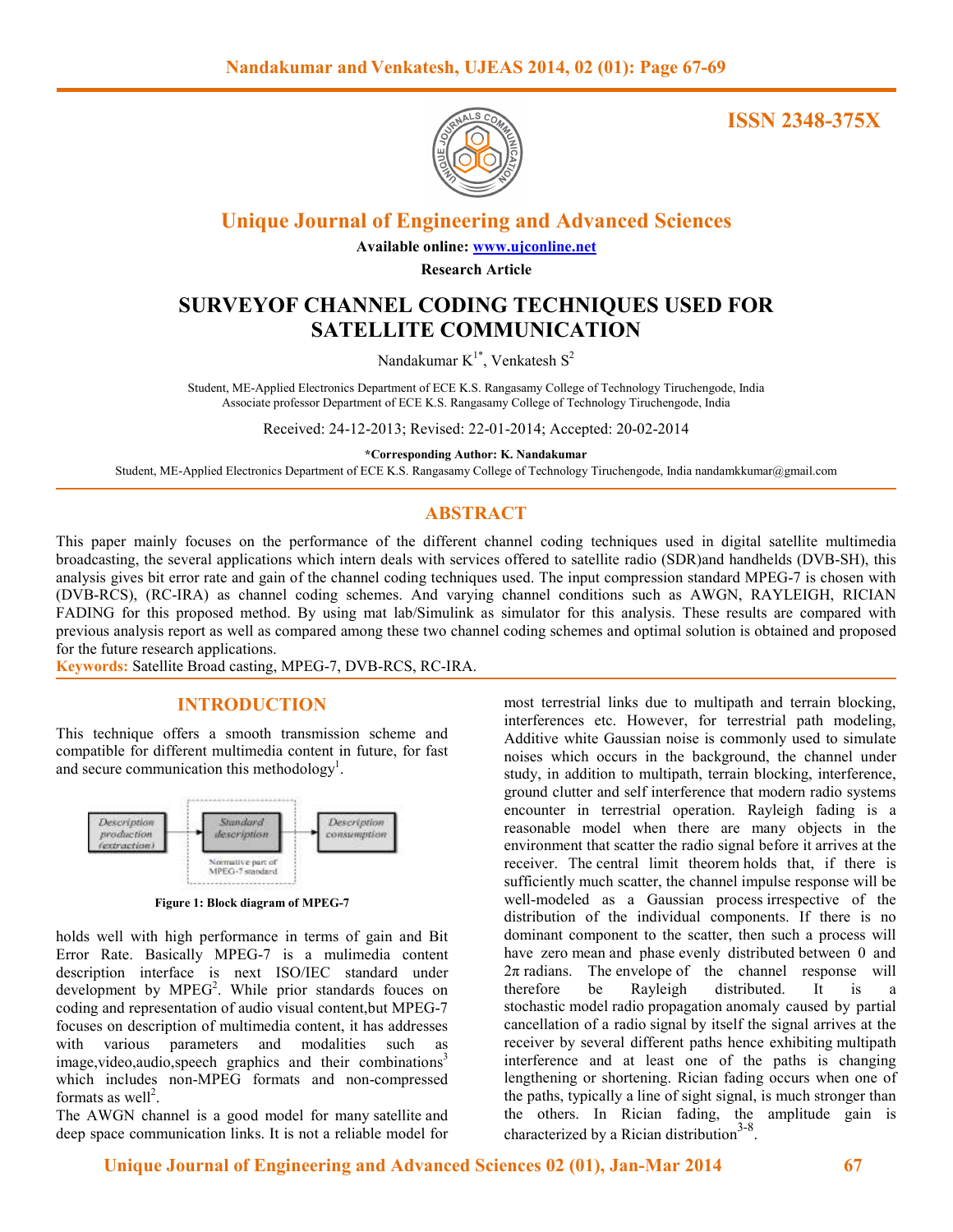ISSN 2348-375X

# Unique Journal of Engineering and Advanced Sciences

**Available online: www.ujconline.net**

**Research Article**

# SURVEYOF CHANNEL CODING TECHNIQUES USED FOR SATELLITE COMMUNICATION

Nandakumar K[1*], Venkatesh S[2]

Student, ME-Applied Electronics Department of ECE K.S. Rangasamy College of Technology Tiruchengode, India
Associate professor Department of ECE K.S. Rangasamy College of Technology Tiruchengode, India

Received: 24-12-2013; Revised: 22-01-2014; Accepted: 20-02-2014

**\*Corresponding Author: K. Nandakumar**

Student, ME-Applied Electronics Department of ECE K.S. Rangasamy College of Technology Tiruchengode, India nandamkkumar@gmail.com

## ABSTRACT

This paper mainly focuses on the performance of the different channel coding techniques used in digital satellite multimedia broadcasting, the several applications which intern deals with services offered to satellite radio (SDR)and handhelds (DVB-SH), this analysis gives bit error rate and gain of the channel coding techniques used. The input compression standard MPEG-7 is chosen with (DVB-RCS), (RC-IRA) as channel coding schemes. And varying channel conditions such as AWGN, RAYLEIGH, RICIAN FADING for this proposed method. By using mat lab/Simulink as simulator for this analysis. These results are compared with previous analysis report as well as compared among these two channel coding schemes and optimal solution is obtained and proposed for the future research applications.

**Keywords:** Satellite Broad casting, MPEG-7, DVB-RCS, RC-IRA.

## INTRODUCTION

This technique offers a smooth transmission scheme and compatible for different multimedia content in future, for fast and secure communication this methodology[1].

Description production (extraction) → Standard description → Description consumption

Normative part of MPEG-7 standard

**Figure 1: Block diagram of MPEG-7**

holds well with high performance in terms of gain and Bit Error Rate. Basically MPEG-7 is a mulimedia content description interface is next ISO/IEC standard under development by MPEG[2]. While prior standards fouces on coding and representation of audio visual content,but MPEG-7 focuses on description of multimedia content, it has addresses with various parameters and modalities such as image,video,audio,speech graphics and their combinations[3] which includes non-MPEG formats and non-compressed formats as well[2].

The AWGN channel is a good model for many satellite and deep space communication links. It is not a reliable model for most terrestrial links due to multipath and terrain blocking, interferences etc. However, for terrestrial path modeling, Additive white Gaussian noise is commonly used to simulate noises which occurs in the background, the channel under study, in addition to multipath, terrain blocking, interference, ground clutter and self interference that modern radio systems encounter in terrestrial operation. Rayleigh fading is a reasonable model when there are many objects in the environment that scatter the radio signal before it arrives at the receiver. The central limit theorem holds that, if there is sufficiently much scatter, the channel impulse response will be well-modeled as a Gaussian process irrespective of the distribution of the individual components. If there is no dominant component to the scatter, then such a process will have zero mean and phase evenly distributed between 0 and $2\pi$ radians. The envelope of the channel response will therefore be Rayleigh distributed. It is a stochastic model radio propagation anomaly caused by partial cancellation of a radio signal by itself the signal arrives at the receiver by several different paths hence exhibiting multipath interference and at least one of the paths is changing lengthening or shortening. Rician fading occurs when one of the paths, typically a line of sight signal, is much stronger than the others. In Rician fading, the amplitude gain is characterized by a Rician distribution[3-8].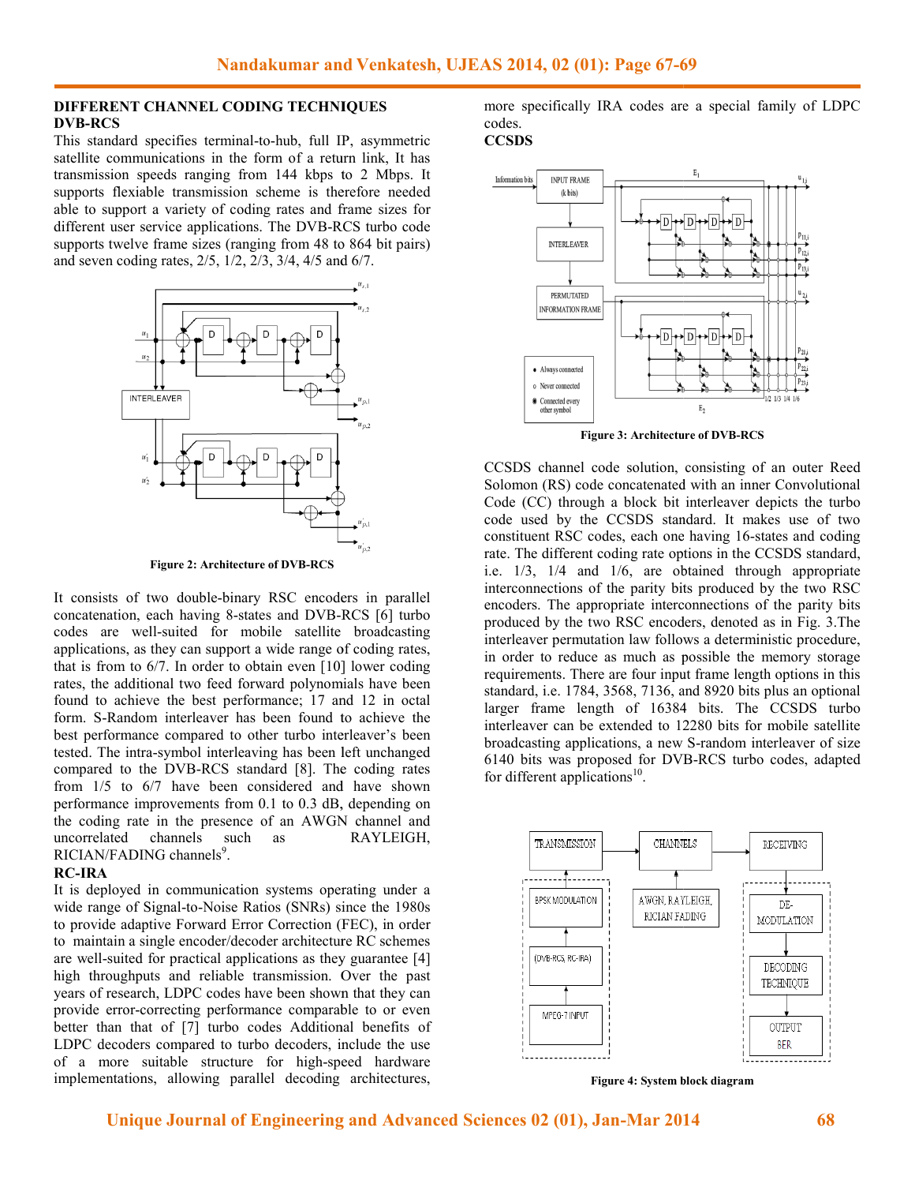**DIFFERENT CHANNEL CODING TECHNIQUES**

**DVB-RCS**

This standard specifies terminal-to-hub, full IP, asymmetric satellite communications in the form of a return link, It has transmission speeds ranging from 144 kbps to 2 Mbps. It supports flexiable transmission scheme is therefore needed able to support a variety of coding rates and frame sizes for different user service applications. The DVB-RCS turbo code supports twelve frame sizes (ranging from 48 to 864 bit pairs) and seven coding rates, 2/5, 1/2, 2/3, 3/4, 4/5 and 6/7.

Figure 2: Architecture of DVB-RCS

It consists of two double-binary RSC encoders in parallel concatenation, each having 8-states and DVB-RCS [6] turbo codes are well-suited for mobile satellite broadcasting applications, as they can support a wide range of coding rates, that is from to 6/7. In order to obtain even [10] lower coding rates, the additional two feed forward polynomials have been found to achieve the best performance; 17 and 12 in octal form. S-Random interleaver has been found to achieve the best performance compared to other turbo interleaver's been tested. The intra-symbol interleaving has been left unchanged compared to the DVB-RCS standard [8]. The coding rates from 1/5 to 6/7 have been considered and have shown performance improvements from 0.1 to 0.3 dB, depending on the coding rate in the presence of an AWGN channel and uncorrelated channels such as RAYLEIGH, RICIAN/FADING channels[9].

**RC-IRA**

It is deployed in communication systems operating under a wide range of Signal-to-Noise Ratios (SNRs) since the 1980s to provide adaptive Forward Error Correction (FEC), in order to maintain a single encoder/decoder architecture RC schemes are well-suited for practical applications as they guarantee [4] high throughputs and reliable transmission. Over the past years of research, LDPC codes have been shown that they can provide error-correcting performance comparable to or even better than that of [7] turbo codes Additional benefits of LDPC decoders compared to turbo decoders, include the use of a more suitable structure for high-speed hardware implementations, allowing parallel decoding architectures, more specifically IRA codes are a special family of LDPC codes.

**CCSDS**

Figure 3: Architecture of DVB-RCS

CCSDS channel code solution, consisting of an outer Reed Solomon (RS) code concatenated with an inner Convolutional Code (CC) through a block bit interleaver depicts the turbo code used by the CCSDS standard. It makes use of two constituent RSC codes, each one having 16-states and coding rate. The different coding rate options in the CCSDS standard, i.e. 1/3, 1/4 and 1/6, are obtained through appropriate interconnections of the parity bits produced by the two RSC encoders. The appropriate interconnections of the parity bits produced by the two RSC encoders, denoted as in Fig. 3.The interleaver permutation law follows a deterministic procedure, in order to reduce as much as possible the memory storage requirements. There are four input frame length options in this standard, i.e. 1784, 3568, 7136, and 8920 bits plus an optional larger frame length of 16384 bits. The CCSDS turbo interleaver can be extended to 12280 bits for mobile satellite broadcasting applications, a new S-random interleaver of size 6140 bits was proposed for DVB-RCS turbo codes, adapted for different applications[10].

Figure 4: System block diagram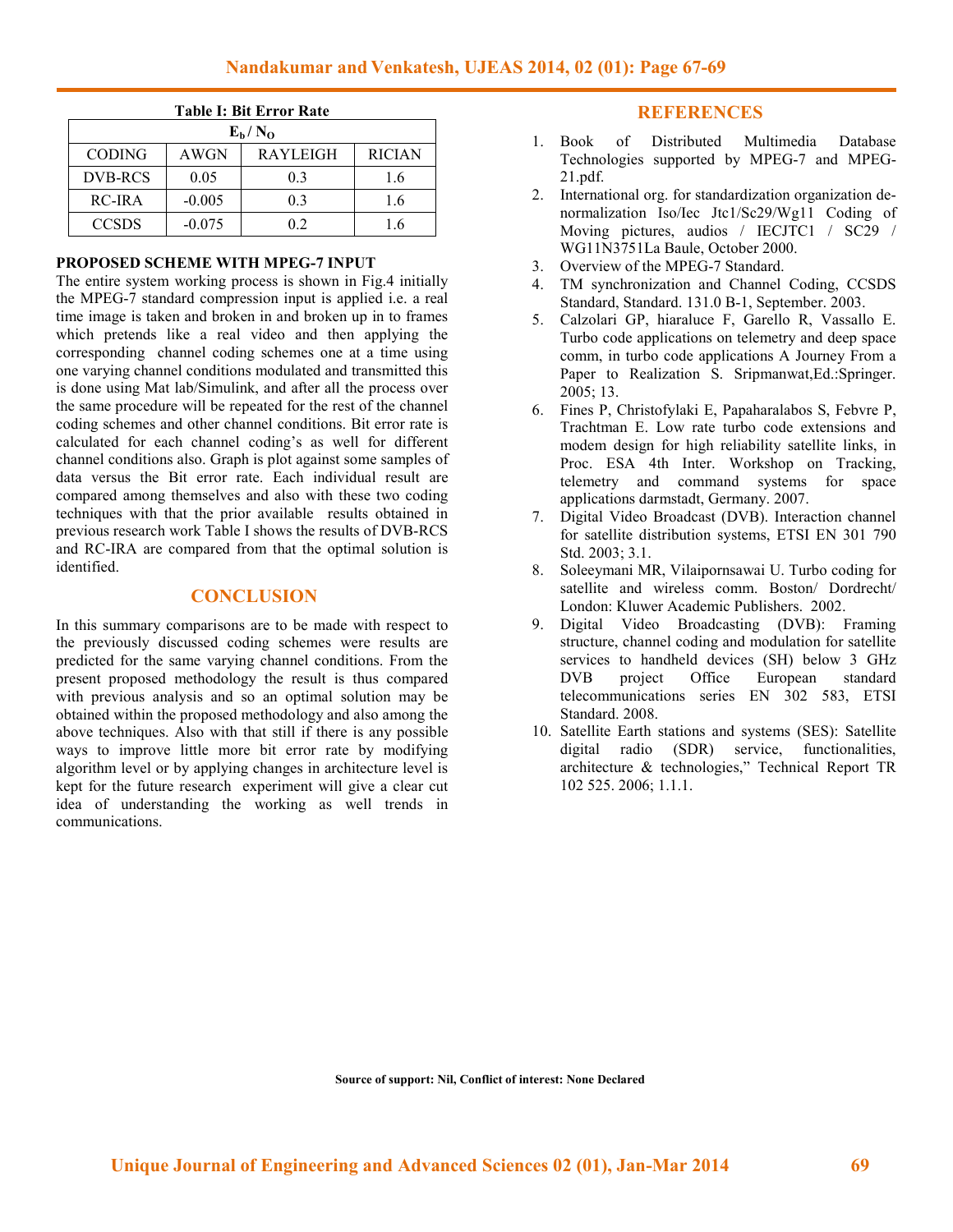**Table I: Bit Error Rate**

| | $E_b / N_O$ | | |
|---|---|---|---|
| CODING | AWGN | RAYLEIGH | RICIAN |
| DVB-RCS | 0.05 | 0.3 | 1.6 |
| RC-IRA | -0.005 | 0.3 | 1.6 |
| CCSDS | -0.075 | 0.2 | 1.6 |

**PROPOSED SCHEME WITH MPEG-7 INPUT**

The entire system working process is shown in Fig.4 initially the MPEG-7 standard compression input is applied i.e. a real time image is taken and broken in and broken up in to frames which pretends like a real video and then applying the corresponding channel coding schemes one at a time using one varying channel conditions modulated and transmitted this is done using Mat lab/Simulink, and after all the process over the same procedure will be repeated for the rest of the channel coding schemes and other channel conditions. Bit error rate is calculated for each channel coding's as well for different channel conditions also. Graph is plot against some samples of data versus the Bit error rate. Each individual result are compared among themselves and also with these two coding techniques with that the prior available results obtained in previous research work Table I shows the results of DVB-RCS and RC-IRA are compared from that the optimal solution is identified.

## CONCLUSION

In this summary comparisons are to be made with respect to the previously discussed coding schemes were results are predicted for the same varying channel conditions. From the present proposed methodology the result is thus compared with previous analysis and so an optimal solution may be obtained within the proposed methodology and also among the above techniques. Also with that still if there is any possible ways to improve little more bit error rate by modifying algorithm level or by applying changes in architecture level is kept for the future research experiment will give a clear cut idea of understanding the working as well trends in communications.

## REFERENCES

1. Book of Distributed Multimedia Database Technologies supported by MPEG-7 and MPEG-21.pdf.
2. International org. for standardization organization de-normalization Iso/Iec Jtc1/Sc29/Wg11 Coding of Moving pictures, audios / IECJTC1 / SC29 / WG11N3751La Baule, October 2000.
3. Overview of the MPEG-7 Standard.
4. TM synchronization and Channel Coding, CCSDS Standard, Standard. 131.0 B-1, September. 2003.
5. Calzolari GP, hiaraluce F, Garello R, Vassallo E. Turbo code applications on telemetry and deep space comm, in turbo code applications A Journey From a Paper to Realization S. Sripmanwat,Ed.:Springer. 2005; 13.
6. Fines P, Christofylaki E, Papaharalabos S, Febvre P, Trachtman E. Low rate turbo code extensions and modem design for high reliability satellite links, in Proc. ESA 4th Inter. Workshop on Tracking, telemetry and command systems for space applications darmstadt, Germany. 2007.
7. Digital Video Broadcast (DVB). Interaction channel for satellite distribution systems, ETSI EN 301 790 Std. 2003; 3.1.
8. Soleeymani MR, Vilaipornsawai U. Turbo coding for satellite and wireless comm. Boston/ Dordrecht/ London: Kluwer Academic Publishers. 2002.
9. Digital Video Broadcasting (DVB): Framing structure, channel coding and modulation for satellite services to handheld devices (SH) below 3 GHz DVB project Office European standard telecommunications series EN 302 583, ETSI Standard. 2008.
10. Satellite Earth stations and systems (SES): Satellite digital radio (SDR) service, functionalities, architecture & technologies," Technical Report TR 102 525. 2006; 1.1.1.

**Source of support: Nil, Conflict of interest: None Declared**